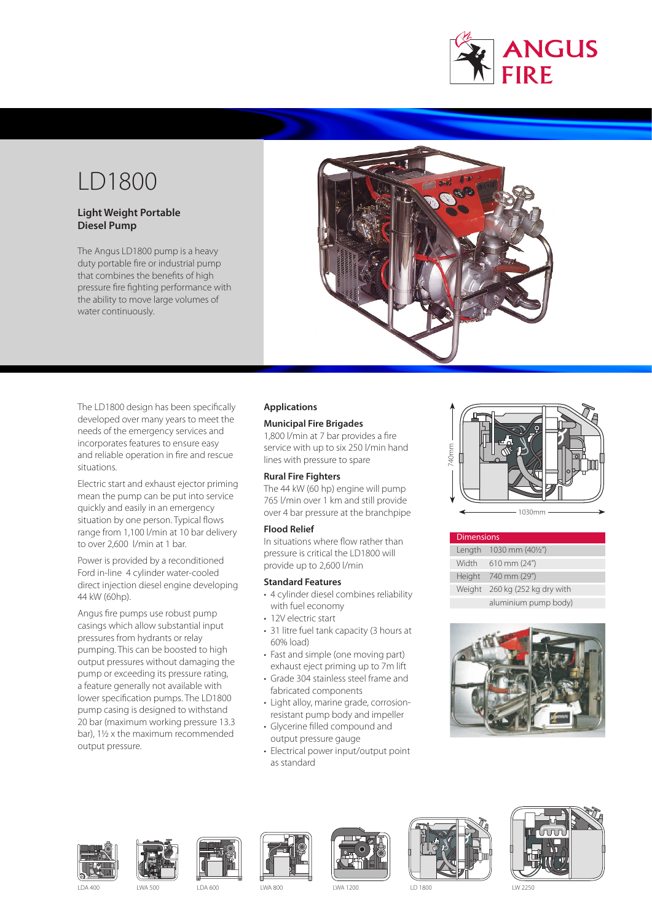# LD1800

**Light Weight Portable Diesel Pump**

The Angus LD1800 pump is a heavy duty portable fire or industrial pump that combines the benefits of high pressure fire fighting performance with the ability to move large volumes of water continuously.

The LD1800 design has been specifically developed over many years to meet the needs of the emergency services and incorporates features to ensure easy and reliable operation in fire and rescue situations.

Electric start and exhaust ejector priming mean the pump can be put into service quickly and easily in an emergency situation by one person. Typical flows range from 1,100 l/min at 10 bar delivery to over 2,600 l/min at 1 bar.

Power is provided by a reconditioned Ford in-line 4 cylinder water-cooled direct injection diesel engine developing 44 kW (60hp).

Angus fire pumps use robust pump casings which allow substantial input pressures from hydrants or relay pumping. This can be boosted to high output pressures without damaging the pump or exceeding its pressure rating, a feature generally not available with lower specification pumps. The LD1800 pump casing is designed to withstand 20 bar (maximum working pressure 13.3 bar), 1½ x the maximum recommended output pressure.

## Applications

### Municipal Fire Brigades

1,800 l/min at 7 bar provides a fire service with up to six 250 l/min hand lines with pressure to spare

### Rural Fire Fighters

The 44 kW (60 hp) engine will pump 765 l/min over 1 km and still provide over 4 bar pressure at the branchpipe

### Flood Relief

In situations where flow rather than pressure is critical the LD1800 will provide up to 2,600 l/min

### Standard Features

- 4 cylinder diesel combines reliability with fuel economy
- 12V electric start
- 31 litre fuel tank capacity (3 hours at 60% load)
- Fast and simple (one moving part) exhaust eject priming up to 7m lift
- Grade 304 stainless steel frame and fabricated components
- Light alloy, marine grade, corrosion-resistant pump body and impeller
- Glycerine filled compound and output pressure gauge
- Electrical power input/output point as standard

740mm

1030mm

| Dimensions | |
|---|---|
| Length | 1030 mm (40½") |
| Width | 610 mm (24") |
| Height | 740 mm (29") |
| Weight | 260 kg (252 kg dry with aluminium pump body) |

LDA 400 LWA 500 LDA 600 LWA 800 LWA 1200 LD 1800 LW 2250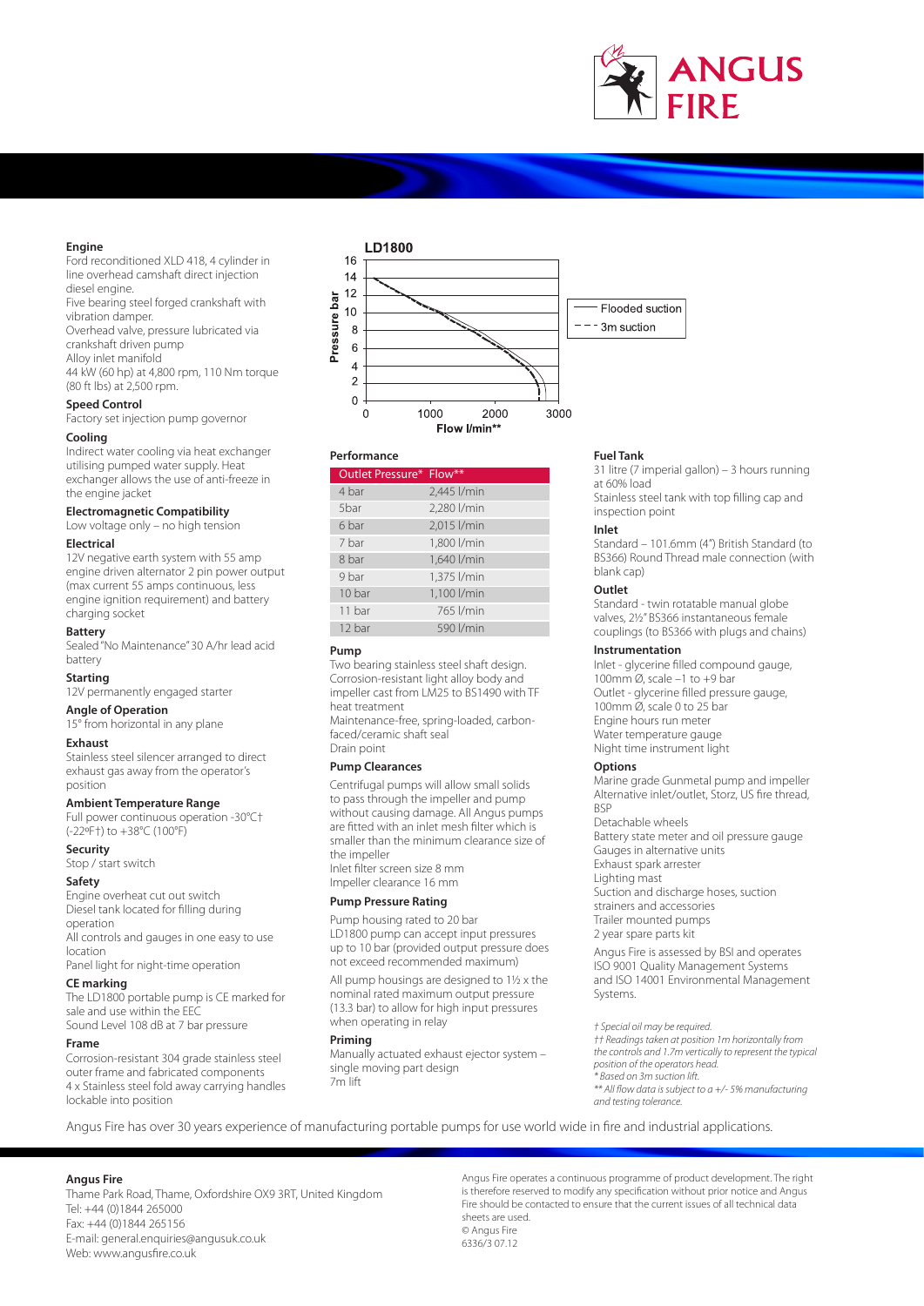### Engine

Ford reconditioned XLD 418, 4 cylinder in line overhead camshaft direct injection diesel engine.
Five bearing steel forged crankshaft with vibration damper.
Overhead valve, pressure lubricated via crankshaft driven pump
Alloy inlet manifold
44 kW (60 hp) at 4,800 rpm, 110 Nm torque (80 ft lbs) at 2,500 rpm.

### Speed Control

Factory set injection pump governor

### Cooling

Indirect water cooling via heat exchanger utilising pumped water supply. Heat exchanger allows the use of anti-freeze in the engine jacket

### Electromagnetic Compatibility

Low voltage only – no high tension

### Electrical

12V negative earth system with 55 amp engine driven alternator 2 pin power output (max current 55 amps continuous, less engine ignition requirement) and battery charging socket

### Battery

Sealed "No Maintenance" 30 A/hr lead acid battery

### Starting

12V permanently engaged starter

### Angle of Operation

15° from horizontal in any plane

### Exhaust

Stainless steel silencer arranged to direct exhaust gas away from the operator's position

### Ambient Temperature Range

Full power continuous operation -30°C† (-22ºF†) to +38°C (100°F)

### Security

Stop / start switch

### Safety

Engine overheat cut out switch
Diesel tank located for filling during operation
All controls and gauges in one easy to use location
Panel light for night-time operation

### CE marking

The LD1800 portable pump is CE marked for sale and use within the EEC
Sound Level 108 dB at 7 bar pressure

### Frame

Corrosion-resistant 304 grade stainless steel outer frame and fabricated components
4 x Stainless steel fold away carrying handles lockable into position

LD1800

Pressure bar

16
14
12
10
8
6
4
2
0

0 1000 2000 3000

Flow l/min**

Flooded suction
3m suction

### Performance

| Outlet Pressure* | Flow** |
|---|---|
| 4 bar | 2,445 l/min |
| 5bar | 2,280 l/min |
| 6 bar | 2,015 l/min |
| 7 bar | 1,800 l/min |
| 8 bar | 1,640 l/min |
| 9 bar | 1,375 l/min |
| 10 bar | 1,100 l/min |
| 11 bar | 765 l/min |
| 12 bar | 590 l/min |

### Pump

Two bearing stainless steel shaft design.
Corrosion-resistant light alloy body and impeller cast from LM25 to BS1490 with TF heat treatment
Maintenance-free, spring-loaded, carbon-faced/ceramic shaft seal
Drain point

### Pump Clearances

Centrifugal pumps will allow small solids to pass through the impeller and pump without causing damage. All Angus pumps are fitted with an inlet mesh filter which is smaller than the minimum clearance size of the impeller
Inlet filter screen size 8 mm
Impeller clearance 16 mm

### Pump Pressure Rating

Pump housing rated to 20 bar
LD1800 pump can accept input pressures up to 10 bar (provided output pressure does not exceed recommended maximum)

All pump housings are designed to 1½ x the nominal rated maximum output pressure (13.3 bar) to allow for high input pressures when operating in relay

### Priming

Manually actuated exhaust ejector system – single moving part design
7m lift

### Fuel Tank

31 litre (7 imperial gallon) – 3 hours running at 60% load
Stainless steel tank with top filling cap and inspection point

### Inlet

Standard – 101.6mm (4") British Standard (to BS366) Round Thread male connection (with blank cap)

### Outlet

Standard - twin rotatable manual globe valves, 2½" BS366 instantaneous female couplings (to BS366 with plugs and chains)

### Instrumentation

Inlet - glycerine filled compound gauge, 100mm Ø, scale –1 to +9 bar
Outlet - glycerine filled pressure gauge, 100mm Ø, scale 0 to 25 bar
Engine hours run meter
Water temperature gauge
Night time instrument light

### Options

Marine grade Gunmetal pump and impeller
Alternative inlet/outlet, Storz, US fire thread, BSP
Detachable wheels
Battery state meter and oil pressure gauge
Gauges in alternative units
Exhaust spark arrester
Lighting mast
Suction and discharge hoses, suction strainers and accessories
Trailer mounted pumps
2 year spare parts kit

Angus Fire is assessed by BSI and operates ISO 9001 Quality Management Systems and ISO 14001 Environmental Management Systems.

*† Special oil may be required.*
*†† Readings taken at position 1m horizontally from the controls and 1.7m vertically to represent the typical position of the operators head.*
*\* Based on 3m suction lift.*
*\*\* All flow data is subject to a +/- 5% manufacturing and testing tolerance.*

Angus Fire has over 30 years experience of manufacturing portable pumps for use world wide in fire and industrial applications.

**Angus Fire**
Thame Park Road, Thame, Oxfordshire OX9 3RT, United Kingdom
Tel: +44 (0)1844 265000
Fax: +44 (0)1844 265156
E-mail: general.enquiries@angusuk.co.uk
Web: www.angusfire.co.uk

Angus Fire operates a continuous programme of product development. The right is therefore reserved to modify any specification without prior notice and Angus Fire should be contacted to ensure that the current issues of all technical data sheets are used.
© Angus Fire
6336/3 07.12